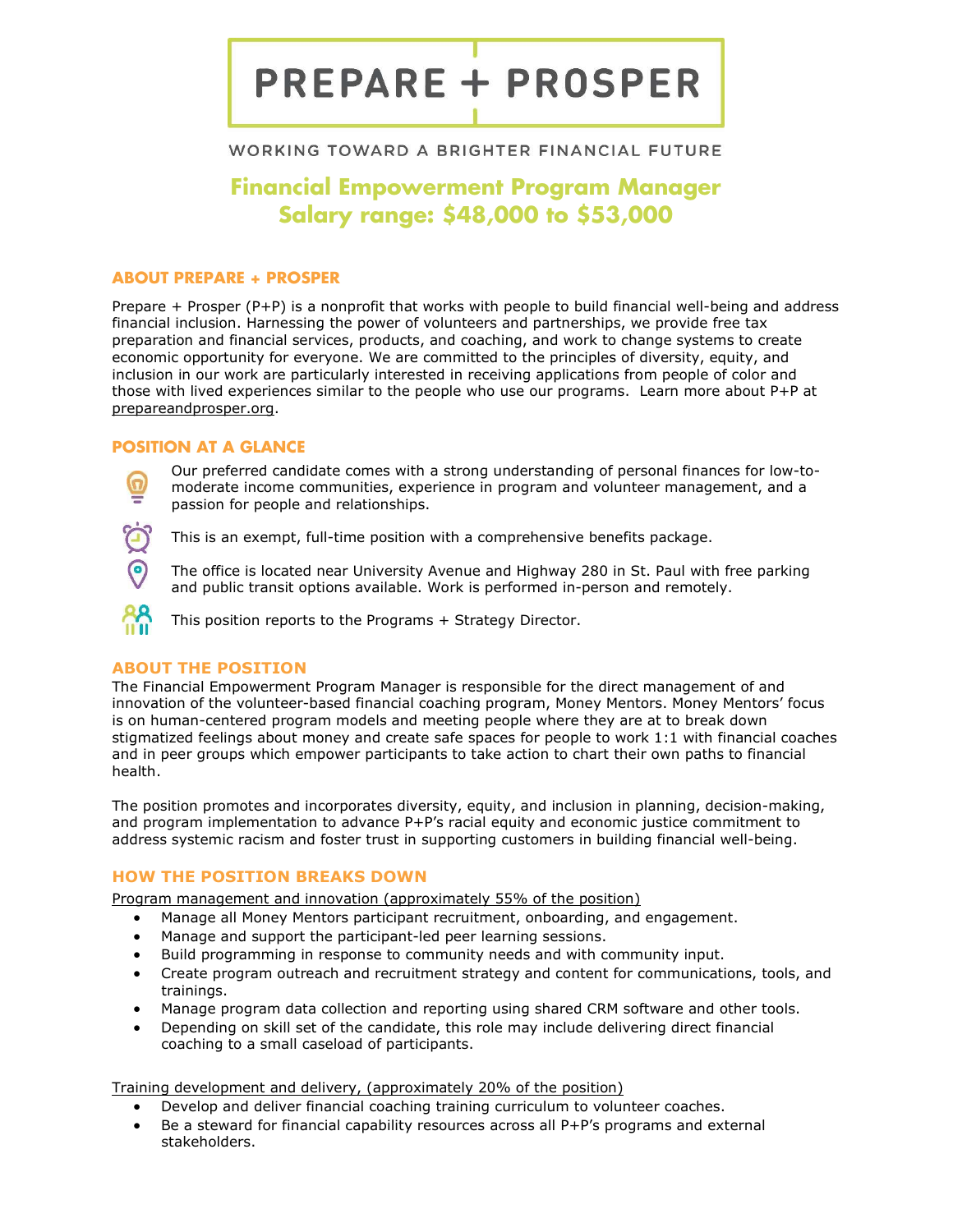# PREPARE + PROSPER

WORKING TOWARD A BRIGHTER FINANCIAL FUTURE

## Financial Empowerment Program Manager
## Salary range: $48,000 to $53,000

### ABOUT PREPARE + PROSPER

Prepare + Prosper (P+P) is a nonprofit that works with people to build financial well-being and address financial inclusion. Harnessing the power of volunteers and partnerships, we provide free tax preparation and financial services, products, and coaching, and work to change systems to create economic opportunity for everyone. We are committed to the principles of diversity, equity, and inclusion in our work are particularly interested in receiving applications from people of color and those with lived experiences similar to the people who use our programs. Learn more about P+P at prepareandprosper.org.

### POSITION AT A GLANCE

- Our preferred candidate comes with a strong understanding of personal finances for low-to-moderate income communities, experience in program and volunteer management, and a passion for people and relationships.
- This is an exempt, full-time position with a comprehensive benefits package.
- The office is located near University Avenue and Highway 280 in St. Paul with free parking and public transit options available. Work is performed in-person and remotely.
- This position reports to the Programs + Strategy Director.

### ABOUT THE POSITION

The Financial Empowerment Program Manager is responsible for the direct management of and innovation of the volunteer-based financial coaching program, Money Mentors. Money Mentors' focus is on human-centered program models and meeting people where they are at to break down stigmatized feelings about money and create safe spaces for people to work 1:1 with financial coaches and in peer groups which empower participants to take action to chart their own paths to financial health.

The position promotes and incorporates diversity, equity, and inclusion in planning, decision-making, and program implementation to advance P+P's racial equity and economic justice commitment to address systemic racism and foster trust in supporting customers in building financial well-being.

### HOW THE POSITION BREAKS DOWN

Program management and innovation (approximately 55% of the position)

- Manage all Money Mentors participant recruitment, onboarding, and engagement.
- Manage and support the participant-led peer learning sessions.
- Build programming in response to community needs and with community input.
- Create program outreach and recruitment strategy and content for communications, tools, and trainings.
- Manage program data collection and reporting using shared CRM software and other tools.
- Depending on skill set of the candidate, this role may include delivering direct financial coaching to a small caseload of participants.

Training development and delivery, (approximately 20% of the position)

- Develop and deliver financial coaching training curriculum to volunteer coaches.
- Be a steward for financial capability resources across all P+P's programs and external stakeholders.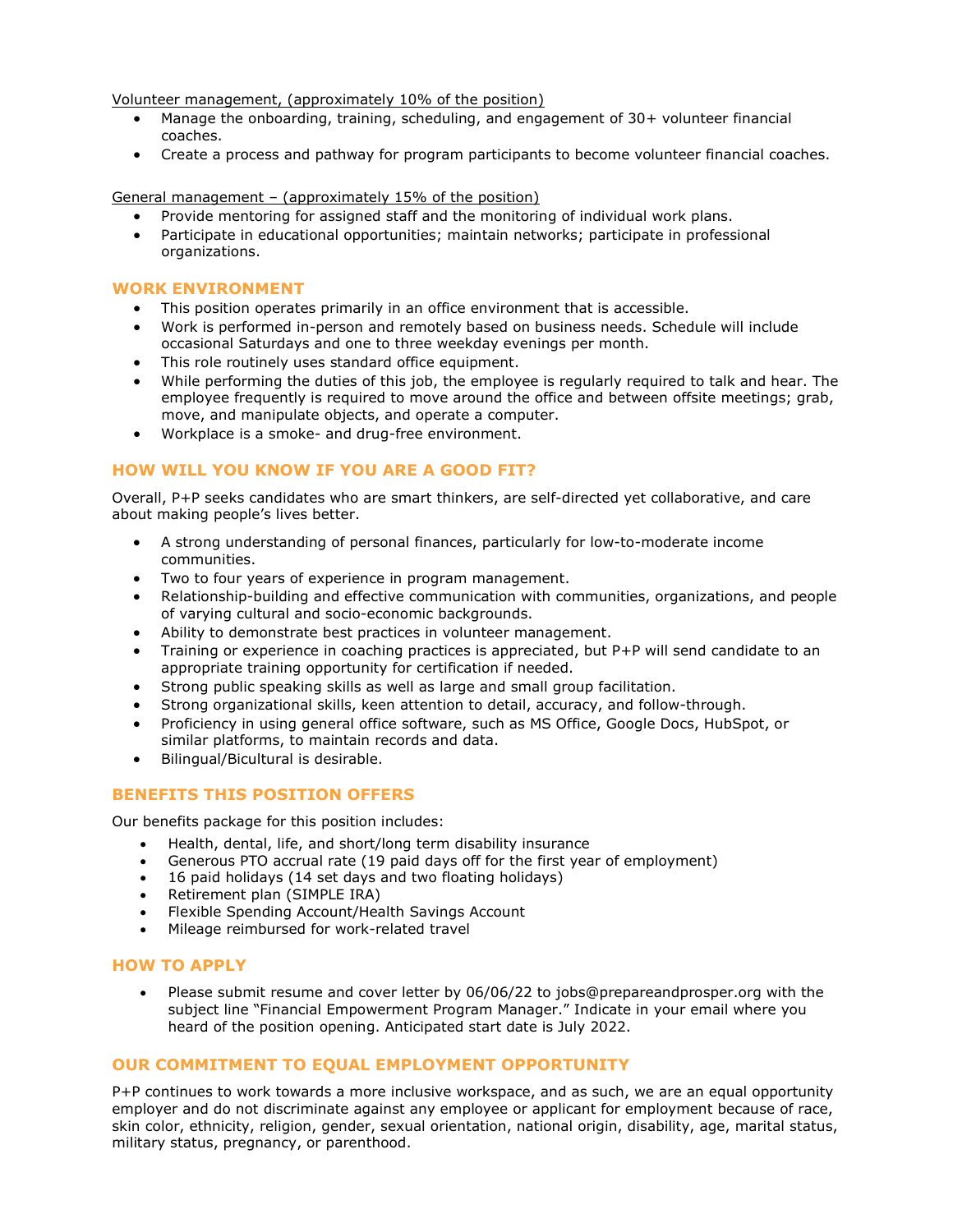Volunteer management, (approximately 10% of the position)

- Manage the onboarding, training, scheduling, and engagement of 30+ volunteer financial coaches.
- Create a process and pathway for program participants to become volunteer financial coaches.

General management – (approximately 15% of the position)

- Provide mentoring for assigned staff and the monitoring of individual work plans.
- Participate in educational opportunities; maintain networks; participate in professional organizations.

## WORK ENVIRONMENT

- This position operates primarily in an office environment that is accessible.
- Work is performed in-person and remotely based on business needs. Schedule will include occasional Saturdays and one to three weekday evenings per month.
- This role routinely uses standard office equipment.
- While performing the duties of this job, the employee is regularly required to talk and hear. The employee frequently is required to move around the office and between offsite meetings; grab, move, and manipulate objects, and operate a computer.
- Workplace is a smoke- and drug-free environment.

## HOW WILL YOU KNOW IF YOU ARE A GOOD FIT?

Overall, P+P seeks candidates who are smart thinkers, are self-directed yet collaborative, and care about making people's lives better.

- A strong understanding of personal finances, particularly for low-to-moderate income communities.
- Two to four years of experience in program management.
- Relationship-building and effective communication with communities, organizations, and people of varying cultural and socio-economic backgrounds.
- Ability to demonstrate best practices in volunteer management.
- Training or experience in coaching practices is appreciated, but P+P will send candidate to an appropriate training opportunity for certification if needed.
- Strong public speaking skills as well as large and small group facilitation.
- Strong organizational skills, keen attention to detail, accuracy, and follow-through.
- Proficiency in using general office software, such as MS Office, Google Docs, HubSpot, or similar platforms, to maintain records and data.
- Bilingual/Bicultural is desirable.

## BENEFITS THIS POSITION OFFERS

Our benefits package for this position includes:

- Health, dental, life, and short/long term disability insurance
- Generous PTO accrual rate (19 paid days off for the first year of employment)
- 16 paid holidays (14 set days and two floating holidays)
- Retirement plan (SIMPLE IRA)
- Flexible Spending Account/Health Savings Account
- Mileage reimbursed for work-related travel

## HOW TO APPLY

- Please submit resume and cover letter by 06/06/22 to jobs@prepareandprosper.org with the subject line "Financial Empowerment Program Manager." Indicate in your email where you heard of the position opening. Anticipated start date is July 2022.

## OUR COMMITMENT TO EQUAL EMPLOYMENT OPPORTUNITY

P+P continues to work towards a more inclusive workspace, and as such, we are an equal opportunity employer and do not discriminate against any employee or applicant for employment because of race, skin color, ethnicity, religion, gender, sexual orientation, national origin, disability, age, marital status, military status, pregnancy, or parenthood.